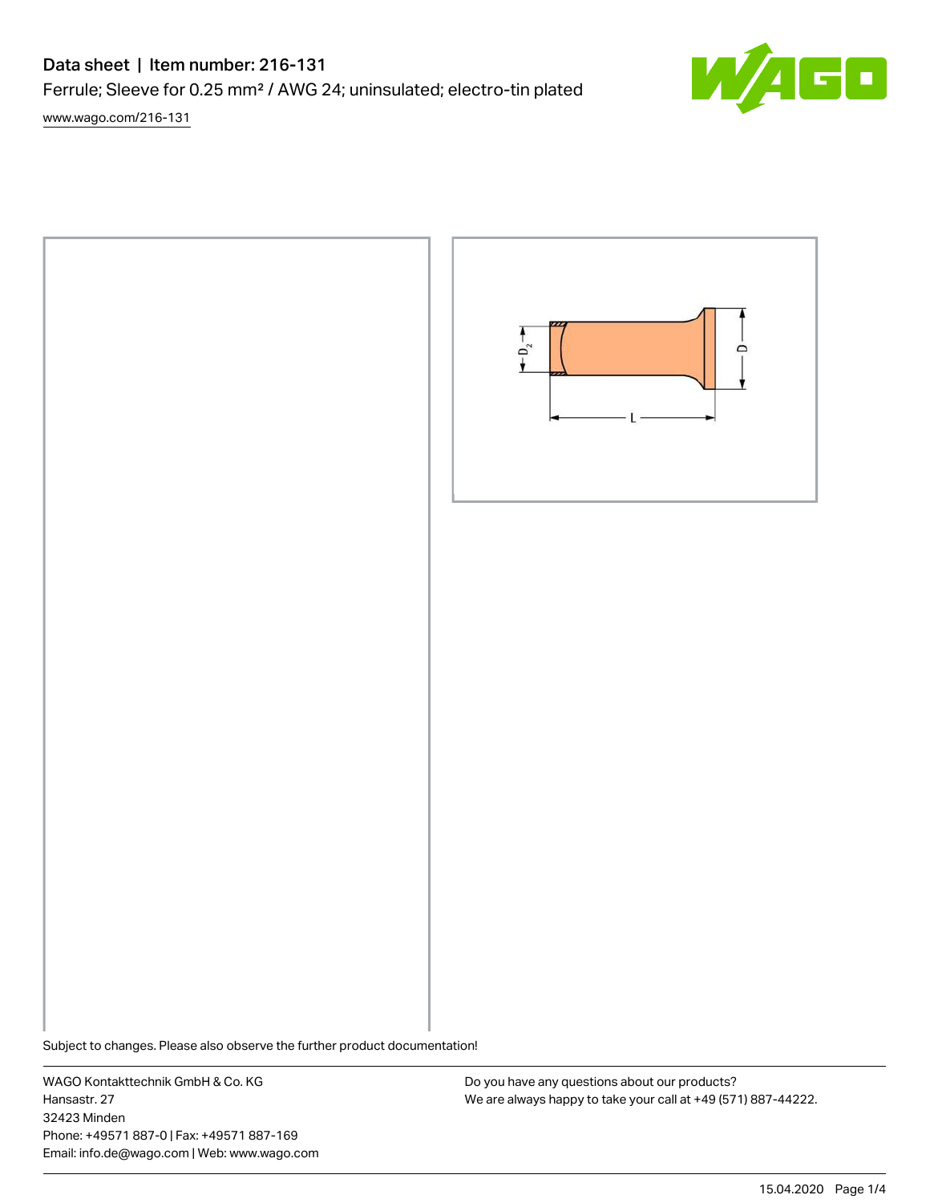# Data sheet | Item number: 216-131

Ferrule; Sleeve for 0.25 mm² / AWG 24; uninsulated; electro-tin plated

www.wago.com/216-131

Subject to changes. Please also observe the further product documentation!

WAGO Kontakttechnik GmbH & Co. KG
Hansastr. 27
32423 Minden
Phone: +49571 887-0 | Fax: +49571 887-169
Email: info.de@wago.com | Web: www.wago.com

Do you have any questions about our products?
We are always happy to take your call at +49 (571) 887-44222.

15.04.2020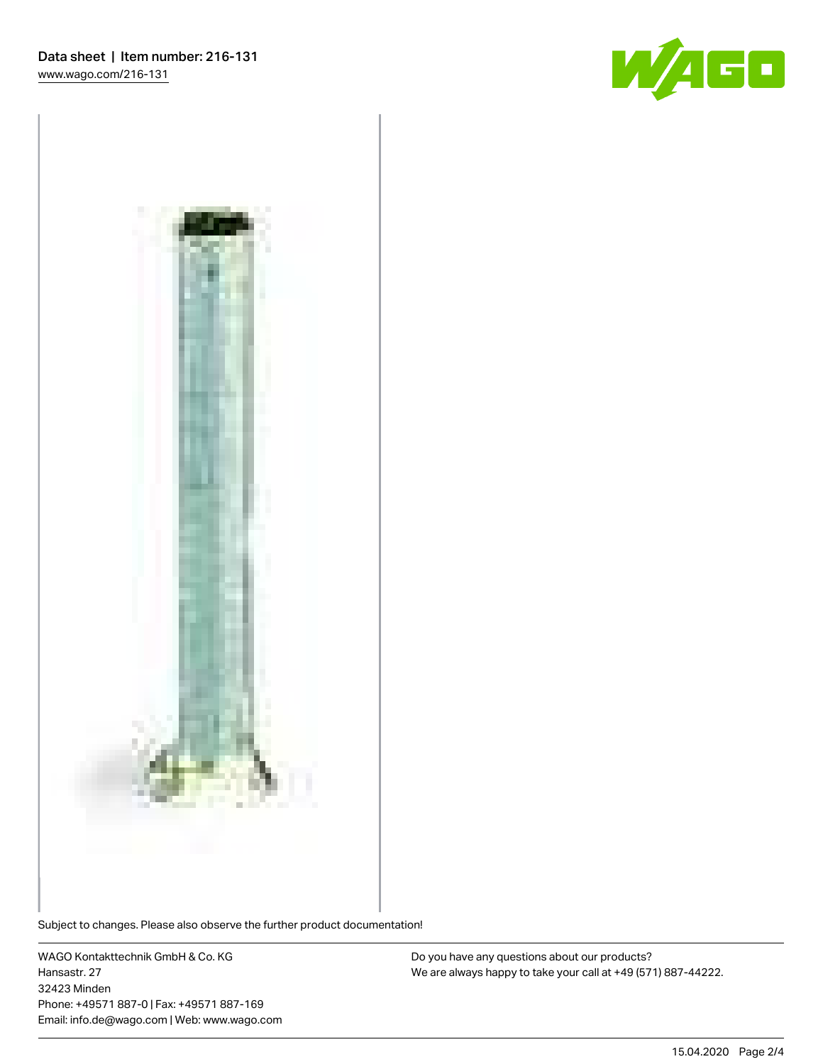Subject to changes. Please also observe the further product documentation!

WAGO Kontakttechnik GmbH & Co. KG
Hansastr. 27
32423 Minden
Phone: +49571 887-0 | Fax: +49571 887-169
Email: info.de@wago.com | Web: www.wago.com

Do you have any questions about our products?
We are always happy to take your call at +49 (571) 887-44222.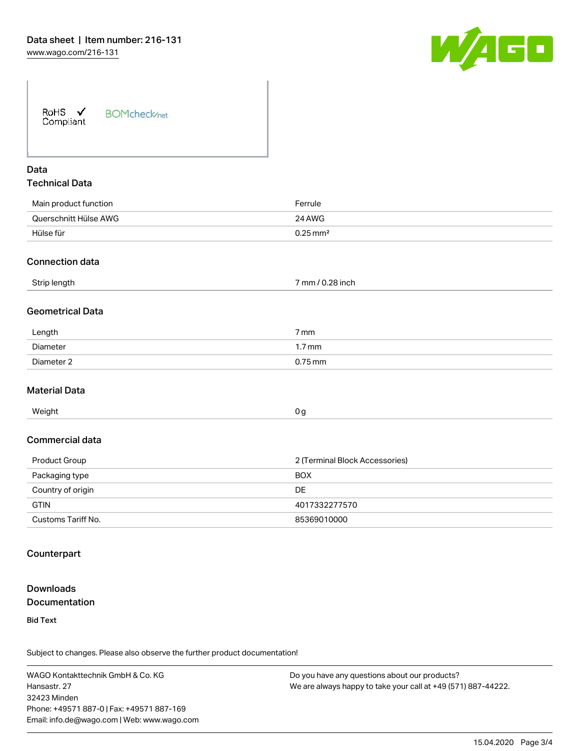RoHS ✓ Compliant BOMcheck.net

## Data

### Technical Data

| | |
|---|---|
| Main product function | Ferrule |
| Querschnitt Hülse AWG | 24 AWG |
| Hülse für | 0.25 mm² |

### Connection data

| | |
|---|---|
| Strip length | 7 mm / 0.28 inch |

### Geometrical Data

| | |
|---|---|
| Length | 7 mm |
| Diameter | 1.7 mm |
| Diameter 2 | 0.75 mm |

### Material Data

| | |
|---|---|
| Weight | 0 g |

### Commercial data

| | |
|---|---|
| Product Group | 2 (Terminal Block Accessories) |
| Packaging type | BOX |
| Country of origin | DE |
| GTIN | 4017332277570 |
| Customs Tariff No. | 85369010000 |

### Counterpart

## Downloads

### Documentation

**Bid Text**

Subject to changes. Please also observe the further product documentation!

WAGO Kontakttechnik GmbH & Co. KG
Hansastr. 27
32423 Minden
Phone: +49571 887-0 | Fax: +49571 887-169
Email: info.de@wago.com | Web: www.wago.com

Do you have any questions about our products?
We are always happy to take your call at +49 (571) 887-44222.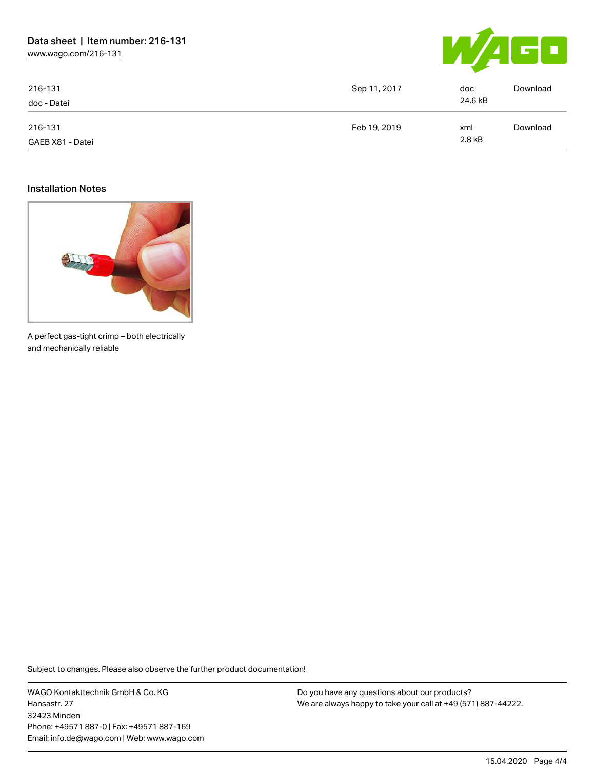| | | | |
|---|---|---|---|
| 216-131<br>doc - Datei | Sep 11, 2017 | doc<br>24.6 kB | Download |
| 216-131<br>GAEB X81 - Datei | Feb 19, 2019 | xml<br>2.8 kB | Download |

## Installation Notes

A perfect gas-tight crimp – both electrically and mechanically reliable

Subject to changes. Please also observe the further product documentation!

WAGO Kontakttechnik GmbH & Co. KG
Hansastr. 27
32423 Minden
Phone: +49571 887-0 | Fax: +49571 887-169
Email: info.de@wago.com | Web: www.wago.com

Do you have any questions about our products?
We are always happy to take your call at +49 (571) 887-44222.